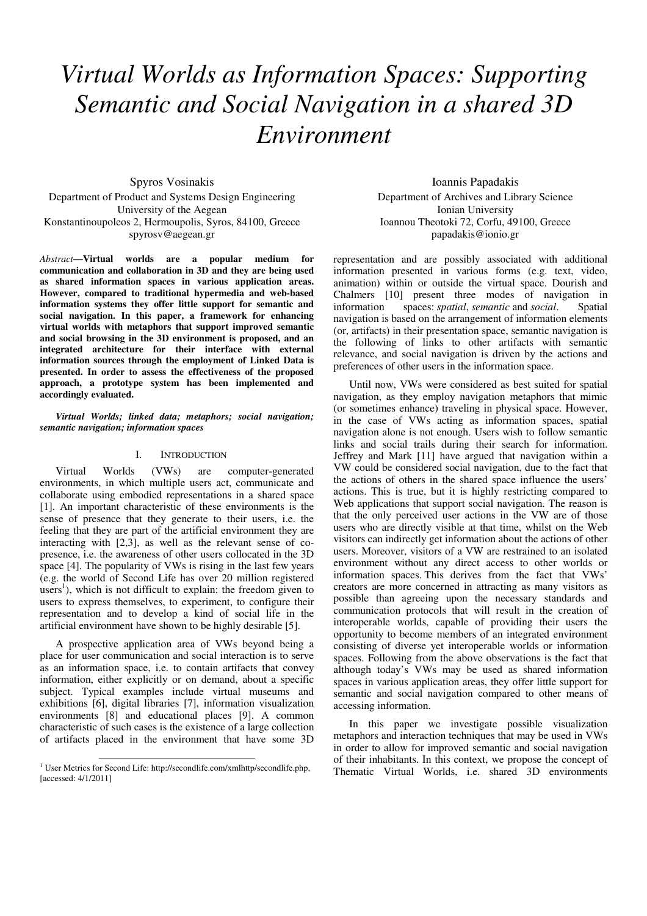# *Virtual Worlds as Information Spaces: Supporting Semantic and Social Navigation in a shared 3D Environment*

Spyros Vosinakis
Department of Product and Systems Design Engineering
University of the Aegean
Konstantinoupoleos 2, Hermoupolis, Syros, 84100, Greece
spyrosv@aegean.gr

Ioannis Papadakis
Department of Archives and Library Science
Ionian University
Ioannou Theotoki 72, Corfu, 49100, Greece
papadakis@ionio.gr

*Abstract*—**Virtual worlds are a popular medium for communication and collaboration in 3D and they are being used as shared information spaces in various application areas. However, compared to traditional hypermedia and web-based information systems they offer little support for semantic and social navigation. In this paper, a framework for enhancing virtual worlds with metaphors that support improved semantic and social browsing in the 3D environment is proposed, and an integrated architecture for their interface with external information sources through the employment of Linked Data is presented. In order to assess the effectiveness of the proposed approach, a prototype system has been implemented and accordingly evaluated.**

***Virtual Worlds; linked data; metaphors; social navigation; semantic navigation; information spaces***

## I. Introduction

Virtual Worlds (VWs) are computer-generated environments, in which multiple users act, communicate and collaborate using embodied representations in a shared space [1]. An important characteristic of these environments is the sense of presence that they generate to their users, i.e. the feeling that they are part of the artificial environment they are interacting with [2,3], as well as the relevant sense of co-presence, i.e. the awareness of other users collocated in the 3D space [4]. The popularity of VWs is rising in the last few years (e.g. the world of Second Life has over 20 million registered users[1]), which is not difficult to explain: the freedom given to users to express themselves, to experiment, to configure their representation and to develop a kind of social life in the artificial environment have shown to be highly desirable [5].

A prospective application area of VWs beyond being a place for user communication and social interaction is to serve as an information space, i.e. to contain artifacts that convey information, either explicitly or on demand, about a specific subject. Typical examples include virtual museums and exhibitions [6], digital libraries [7], information visualization environments [8] and educational places [9]. A common characteristic of such cases is the existence of a large collection of artifacts placed in the environment that have some 3D representation and are possibly associated with additional information presented in various forms (e.g. text, video, animation) within or outside the virtual space. Dourish and Chalmers [10] present three modes of navigation in information spaces: *spatial*, *semantic* and *social*. Spatial navigation is based on the arrangement of information elements (or, artifacts) in their presentation space, semantic navigation is the following of links to other artifacts with semantic relevance, and social navigation is driven by the actions and preferences of other users in the information space.

Until now, VWs were considered as best suited for spatial navigation, as they employ navigation metaphors that mimic (or sometimes enhance) traveling in physical space. However, in the case of VWs acting as information spaces, spatial navigation alone is not enough. Users wish to follow semantic links and social trails during their search for information. Jeffrey and Mark [11] have argued that navigation within a VW could be considered social navigation, due to the fact that the actions of others in the shared space influence the users' actions. This is true, but it is highly restricting compared to Web applications that support social navigation. The reason is that the only perceived user actions in the VW are of those users who are directly visible at that time, whilst on the Web visitors can indirectly get information about the actions of other users. Moreover, visitors of a VW are restrained to an isolated environment without any direct access to other worlds or information spaces. This derives from the fact that VWs' creators are more concerned in attracting as many visitors as possible than agreeing upon the necessary standards and communication protocols that will result in the creation of interoperable worlds, capable of providing their users the opportunity to become members of an integrated environment consisting of diverse yet interoperable worlds or information spaces. Following from the above observations is the fact that although today's VWs may be used as shared information spaces in various application areas, they offer little support for semantic and social navigation compared to other means of accessing information.

In this paper we investigate possible visualization metaphors and interaction techniques that may be used in VWs in order to allow for improved semantic and social navigation of their inhabitants. In this context, we propose the concept of Thematic Virtual Worlds, i.e. shared 3D environments

[1] User Metrics for Second Life: http://secondlife.com/xmlhttp/secondlife.php, [accessed: 4/1/2011]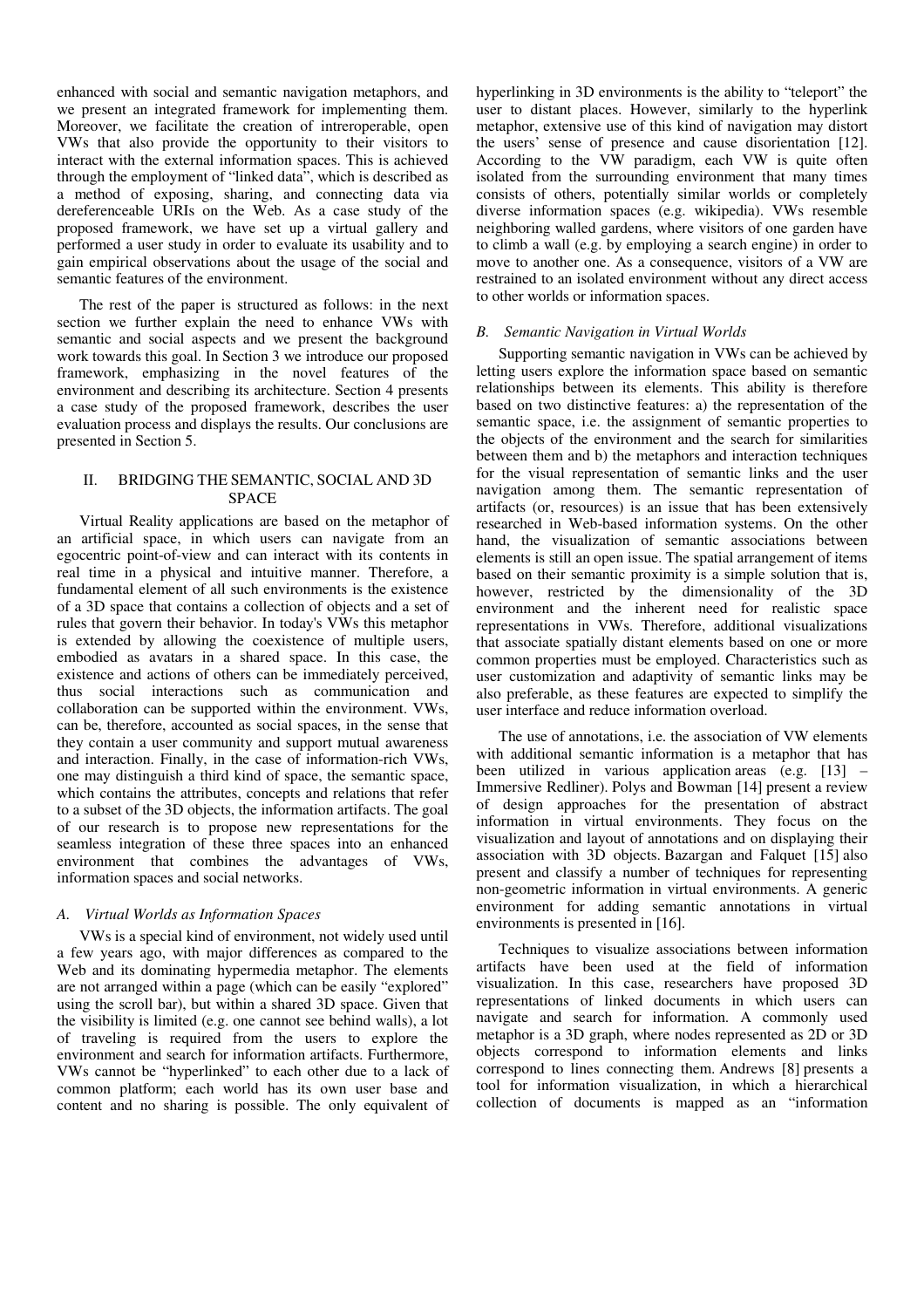enhanced with social and semantic navigation metaphors, and we present an integrated framework for implementing them. Moreover, we facilitate the creation of intreroperable, open VWs that also provide the opportunity to their visitors to interact with the external information spaces. This is achieved through the employment of "linked data", which is described as a method of exposing, sharing, and connecting data via dereferenceable URIs on the Web. As a case study of the proposed framework, we have set up a virtual gallery and performed a user study in order to evaluate its usability and to gain empirical observations about the usage of the social and semantic features of the environment.

The rest of the paper is structured as follows: in the next section we further explain the need to enhance VWs with semantic and social aspects and we present the background work towards this goal. In Section 3 we introduce our proposed framework, emphasizing in the novel features of the environment and describing its architecture. Section 4 presents a case study of the proposed framework, describes the user evaluation process and displays the results. Our conclusions are presented in Section 5.

## II. BRIDGING THE SEMANTIC, SOCIAL AND 3D SPACE

Virtual Reality applications are based on the metaphor of an artificial space, in which users can navigate from an egocentric point-of-view and can interact with its contents in real time in a physical and intuitive manner. Therefore, a fundamental element of all such environments is the existence of a 3D space that contains a collection of objects and a set of rules that govern their behavior. In today's VWs this metaphor is extended by allowing the coexistence of multiple users, embodied as avatars in a shared space. In this case, the existence and actions of others can be immediately perceived, thus social interactions such as communication and collaboration can be supported within the environment. VWs, can be, therefore, accounted as social spaces, in the sense that they contain a user community and support mutual awareness and interaction. Finally, in the case of information-rich VWs, one may distinguish a third kind of space, the semantic space, which contains the attributes, concepts and relations that refer to a subset of the 3D objects, the information artifacts. The goal of our research is to propose new representations for the seamless integration of these three spaces into an enhanced environment that combines the advantages of VWs, information spaces and social networks.

### *A. Virtual Worlds as Information Spaces*

VWs is a special kind of environment, not widely used until a few years ago, with major differences as compared to the Web and its dominating hypermedia metaphor. The elements are not arranged within a page (which can be easily "explored" using the scroll bar), but within a shared 3D space. Given that the visibility is limited (e.g. one cannot see behind walls), a lot of traveling is required from the users to explore the environment and search for information artifacts. Furthermore, VWs cannot be "hyperlinked" to each other due to a lack of common platform; each world has its own user base and content and no sharing is possible. The only equivalent of hyperlinking in 3D environments is the ability to "teleport" the user to distant places. However, similarly to the hyperlink metaphor, extensive use of this kind of navigation may distort the users' sense of presence and cause disorientation [12]. According to the VW paradigm, each VW is quite often isolated from the surrounding environment that many times consists of others, potentially similar worlds or completely diverse information spaces (e.g. wikipedia). VWs resemble neighboring walled gardens, where visitors of one garden have to climb a wall (e.g. by employing a search engine) in order to move to another one. As a consequence, visitors of a VW are restrained to an isolated environment without any direct access to other worlds or information spaces.

### *B. Semantic Navigation in Virtual Worlds*

Supporting semantic navigation in VWs can be achieved by letting users explore the information space based on semantic relationships between its elements. This ability is therefore based on two distinctive features: a) the representation of the semantic space, i.e. the assignment of semantic properties to the objects of the environment and the search for similarities between them and b) the metaphors and interaction techniques for the visual representation of semantic links and the user navigation among them. The semantic representation of artifacts (or, resources) is an issue that has been extensively researched in Web-based information systems. On the other hand, the visualization of semantic associations between elements is still an open issue. The spatial arrangement of items based on their semantic proximity is a simple solution that is, however, restricted by the dimensionality of the 3D environment and the inherent need for realistic space representations in VWs. Therefore, additional visualizations that associate spatially distant elements based on one or more common properties must be employed. Characteristics such as user customization and adaptivity of semantic links may be also preferable, as these features are expected to simplify the user interface and reduce information overload.

The use of annotations, i.e. the association of VW elements with additional semantic information is a metaphor that has been utilized in various application areas (e.g. [13] – Immersive Redliner). Polys and Bowman [14] present a review of design approaches for the presentation of abstract information in virtual environments. They focus on the visualization and layout of annotations and on displaying their association with 3D objects. Bazargan and Falquet [15] also present and classify a number of techniques for representing non-geometric information in virtual environments. A generic environment for adding semantic annotations in virtual environments is presented in [16].

Techniques to visualize associations between information artifacts have been used at the field of information visualization. In this case, researchers have proposed 3D representations of linked documents in which users can navigate and search for information. A commonly used metaphor is a 3D graph, where nodes represented as 2D or 3D objects correspond to information elements and links correspond to lines connecting them. Andrews [8] presents a tool for information visualization, in which a hierarchical collection of documents is mapped as an "information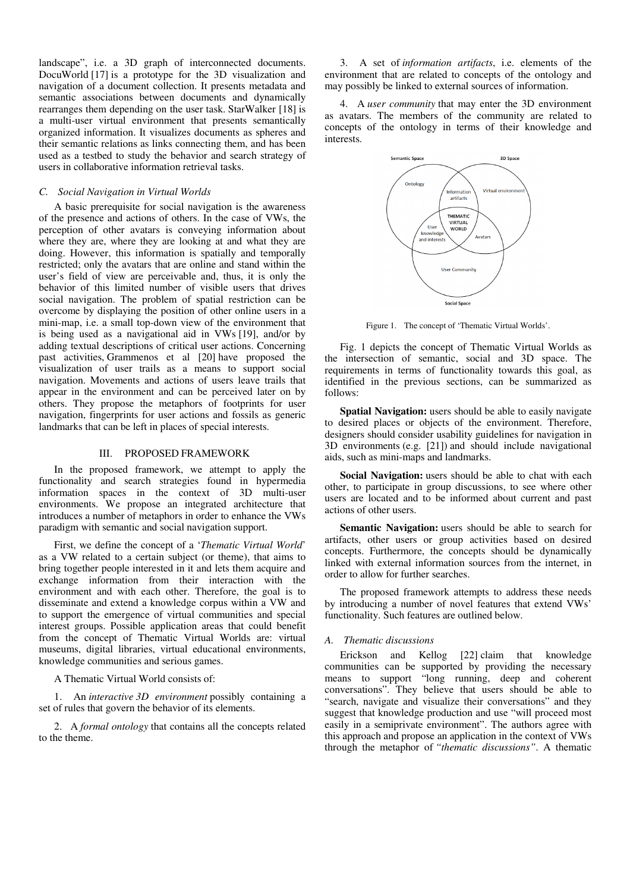landscape", i.e. a 3D graph of interconnected documents. DocuWorld [17] is a prototype for the 3D visualization and navigation of a document collection. It presents metadata and semantic associations between documents and dynamically rearranges them depending on the user task. StarWalker [18] is a multi-user virtual environment that presents semantically organized information. It visualizes documents as spheres and their semantic relations as links connecting them, and has been used as a testbed to study the behavior and search strategy of users in collaborative information retrieval tasks.

### *C. Social Navigation in Virtual Worlds*

A basic prerequisite for social navigation is the awareness of the presence and actions of others. In the case of VWs, the perception of other avatars is conveying information about where they are, where they are looking at and what they are doing. However, this information is spatially and temporally restricted; only the avatars that are online and stand within the user's field of view are perceivable and, thus, it is only the behavior of this limited number of visible users that drives social navigation. The problem of spatial restriction can be overcome by displaying the position of other online users in a mini-map, i.e. a small top-down view of the environment that is being used as a navigational aid in VWs [19], and/or by adding textual descriptions of critical user actions. Concerning past activities, Grammenos et al [20] have proposed the visualization of user trails as a means to support social navigation. Movements and actions of users leave trails that appear in the environment and can be perceived later on by others. They propose the metaphors of footprints for user navigation, fingerprints for user actions and fossils as generic landmarks that can be left in places of special interests.

## III. PROPOSED FRAMEWORK

In the proposed framework, we attempt to apply the functionality and search strategies found in hypermedia information spaces in the context of 3D multi-user environments. We propose an integrated architecture that introduces a number of metaphors in order to enhance the VWs paradigm with semantic and social navigation support.

First, we define the concept of a '*Thematic Virtual World*' as a VW related to a certain subject (or theme), that aims to bring together people interested in it and lets them acquire and exchange information from their interaction with the environment and with each other. Therefore, the goal is to disseminate and extend a knowledge corpus within a VW and to support the emergence of virtual communities and special interest groups. Possible application areas that could benefit from the concept of Thematic Virtual Worlds are: virtual museums, digital libraries, virtual educational environments, knowledge communities and serious games.

A Thematic Virtual World consists of:

1. An *interactive 3D environment* possibly containing a set of rules that govern the behavior of its elements.

2. A *formal ontology* that contains all the concepts related to the theme.

3. A set of *information artifacts*, i.e. elements of the environment that are related to concepts of the ontology and may possibly be linked to external sources of information.

4. A *user community* that may enter the 3D environment as avatars. The members of the community are related to concepts of the ontology in terms of their knowledge and interests.

Figure 1. The concept of 'Thematic Virtual Worlds'.

Fig. 1 depicts the concept of Thematic Virtual Worlds as the intersection of semantic, social and 3D space. The requirements in terms of functionality towards this goal, as identified in the previous sections, can be summarized as follows:

**Spatial Navigation:** users should be able to easily navigate to desired places or objects of the environment. Therefore, designers should consider usability guidelines for navigation in 3D environments (e.g. [21]) and should include navigational aids, such as mini-maps and landmarks.

**Social Navigation:** users should be able to chat with each other, to participate in group discussions, to see where other users are located and to be informed about current and past actions of other users.

**Semantic Navigation:** users should be able to search for artifacts, other users or group activities based on desired concepts. Furthermore, the concepts should be dynamically linked with external information sources from the internet, in order to allow for further searches.

The proposed framework attempts to address these needs by introducing a number of novel features that extend VWs' functionality. Such features are outlined below.

### *A. Thematic discussions*

Erickson and Kellog [22] claim that knowledge communities can be supported by providing the necessary means to support "long running, deep and coherent conversations". They believe that users should be able to "search, navigate and visualize their conversations" and they suggest that knowledge production and use "will proceed most easily in a semiprivate environment". The authors agree with this approach and propose an application in the context of VWs through the metaphor of "*thematic discussions"*. A thematic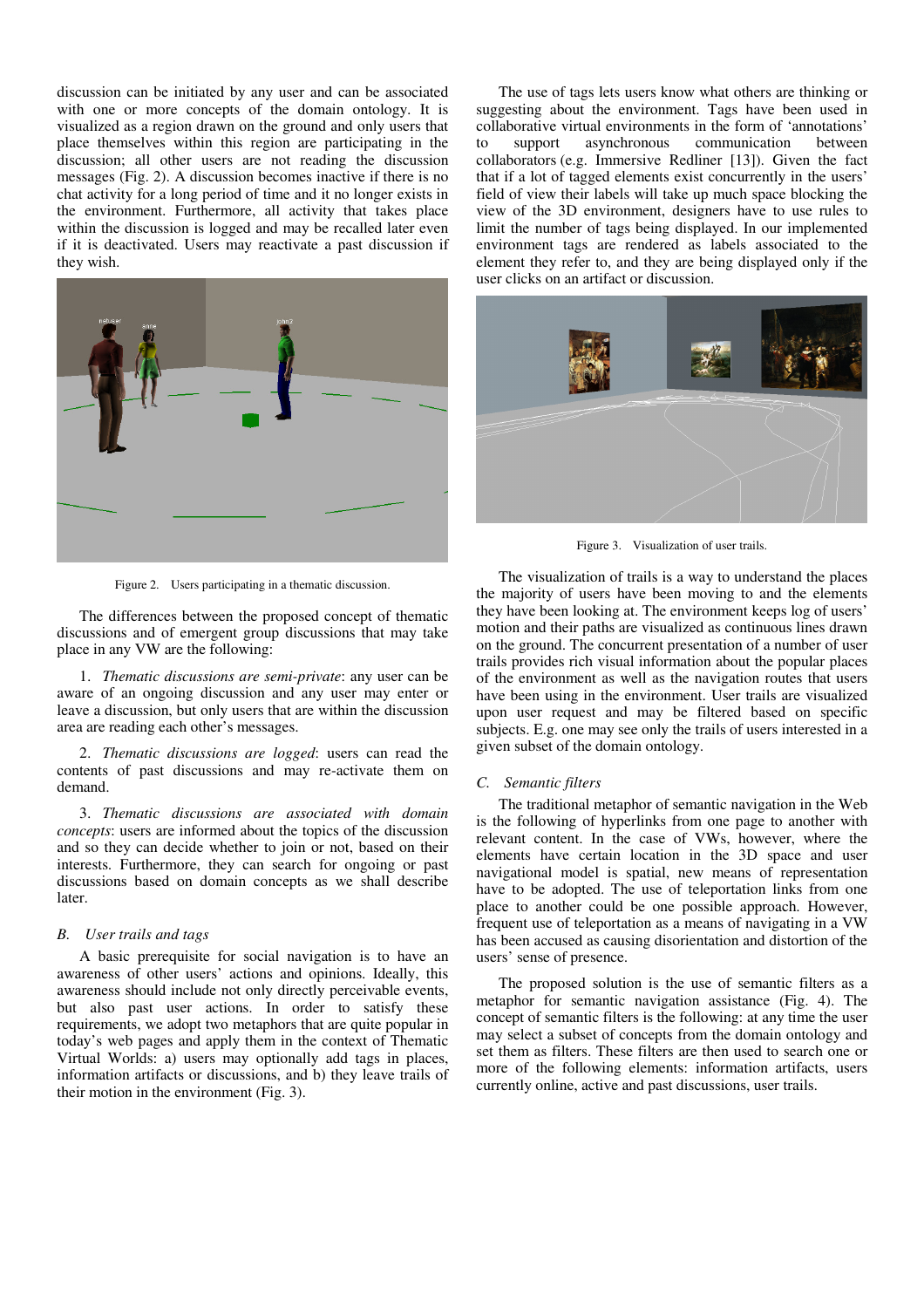discussion can be initiated by any user and can be associated with one or more concepts of the domain ontology. It is visualized as a region drawn on the ground and only users that place themselves within this region are participating in the discussion; all other users are not reading the discussion messages (Fig. 2). A discussion becomes inactive if there is no chat activity for a long period of time and it no longer exists in the environment. Furthermore, all activity that takes place within the discussion is logged and may be recalled later even if it is deactivated. Users may reactivate a past discussion if they wish.

Figure 2. Users participating in a thematic discussion.

The differences between the proposed concept of thematic discussions and of emergent group discussions that may take place in any VW are the following:

1. *Thematic discussions are semi-private*: any user can be aware of an ongoing discussion and any user may enter or leave a discussion, but only users that are within the discussion area are reading each other's messages.

2. *Thematic discussions are logged*: users can read the contents of past discussions and may re-activate them on demand.

3. *Thematic discussions are associated with domain concepts*: users are informed about the topics of the discussion and so they can decide whether to join or not, based on their interests. Furthermore, they can search for ongoing or past discussions based on domain concepts as we shall describe later.

### *B. User trails and tags*

A basic prerequisite for social navigation is to have an awareness of other users' actions and opinions. Ideally, this awareness should include not only directly perceivable events, but also past user actions. In order to satisfy these requirements, we adopt two metaphors that are quite popular in today's web pages and apply them in the context of Thematic Virtual Worlds: a) users may optionally add tags in places, information artifacts or discussions, and b) they leave trails of their motion in the environment (Fig. 3).

The use of tags lets users know what others are thinking or suggesting about the environment. Tags have been used in collaborative virtual environments in the form of 'annotations' to support asynchronous communication between collaborators (e.g. Immersive Redliner [13]). Given the fact that if a lot of tagged elements exist concurrently in the users' field of view their labels will take up much space blocking the view of the 3D environment, designers have to use rules to limit the number of tags being displayed. In our implemented environment tags are rendered as labels associated to the element they refer to, and they are being displayed only if the user clicks on an artifact or discussion.

Figure 3. Visualization of user trails.

The visualization of trails is a way to understand the places the majority of users have been moving to and the elements they have been looking at. The environment keeps log of users' motion and their paths are visualized as continuous lines drawn on the ground. The concurrent presentation of a number of user trails provides rich visual information about the popular places of the environment as well as the navigation routes that users have been using in the environment. User trails are visualized upon user request and may be filtered based on specific subjects. E.g. one may see only the trails of users interested in a given subset of the domain ontology.

### *C. Semantic filters*

The traditional metaphor of semantic navigation in the Web is the following of hyperlinks from one page to another with relevant content. In the case of VWs, however, where the elements have certain location in the 3D space and user navigational model is spatial, new means of representation have to be adopted. The use of teleportation links from one place to another could be one possible approach. However, frequent use of teleportation as a means of navigating in a VW has been accused as causing disorientation and distortion of the users' sense of presence.

The proposed solution is the use of semantic filters as a metaphor for semantic navigation assistance (Fig. 4). The concept of semantic filters is the following: at any time the user may select a subset of concepts from the domain ontology and set them as filters. These filters are then used to search one or more of the following elements: information artifacts, users currently online, active and past discussions, user trails.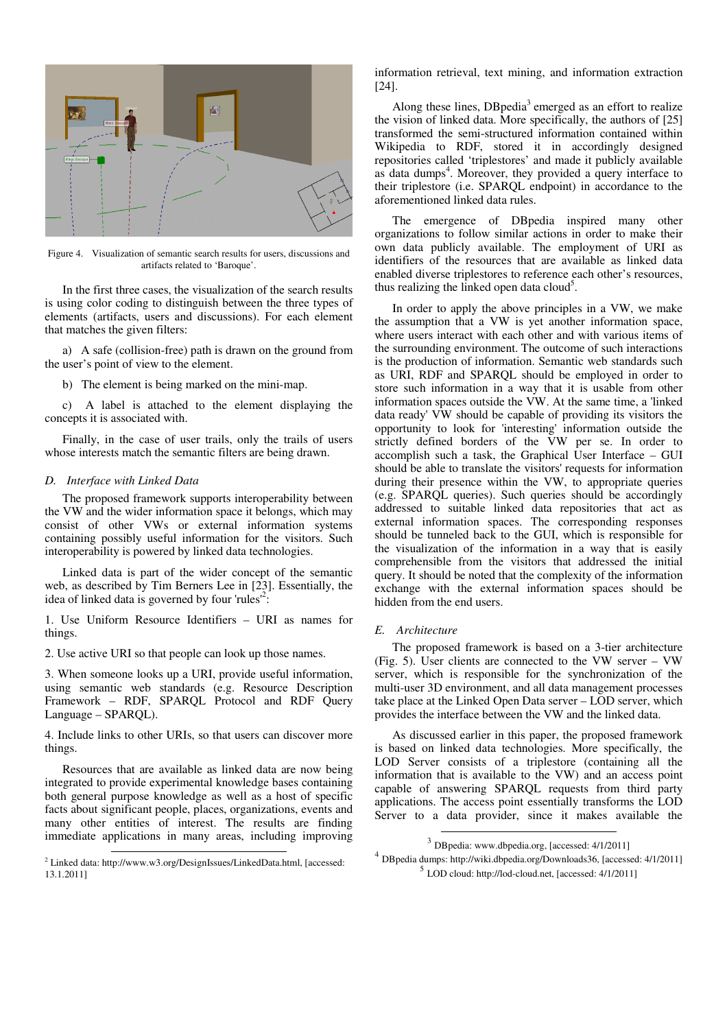Figure 4. Visualization of semantic search results for users, discussions and artifacts related to 'Baroque'.

In the first three cases, the visualization of the search results is using color coding to distinguish between the three types of elements (artifacts, users and discussions). For each element that matches the given filters:

a) A safe (collision-free) path is drawn on the ground from the user's point of view to the element.

b) The element is being marked on the mini-map.

c) A label is attached to the element displaying the concepts it is associated with.

Finally, in the case of user trails, only the trails of users whose interests match the semantic filters are being drawn.

### *D. Interface with Linked Data*

The proposed framework supports interoperability between the VW and the wider information space it belongs, which may consist of other VWs or external information systems containing possibly useful information for the visitors. Such interoperability is powered by linked data technologies.

Linked data is part of the wider concept of the semantic web, as described by Tim Berners Lee in [23]. Essentially, the idea of linked data is governed by four 'rules'[2]:

1. Use Uniform Resource Identifiers – URI as names for things.

2. Use active URI so that people can look up those names.

3. When someone looks up a URI, provide useful information, using semantic web standards (e.g. Resource Description Framework – RDF, SPARQL Protocol and RDF Query Language – SPARQL).

4. Include links to other URIs, so that users can discover more things.

Resources that are available as linked data are now being integrated to provide experimental knowledge bases containing both general purpose knowledge as well as a host of specific facts about significant people, places, organizations, events and many other entities of interest. The results are finding immediate applications in many areas, including improving information retrieval, text mining, and information extraction [24].

Along these lines, DBpedia[3] emerged as an effort to realize the vision of linked data. More specifically, the authors of [25] transformed the semi-structured information contained within Wikipedia to RDF, stored it in accordingly designed repositories called 'triplestores' and made it publicly available as data dumps[4]. Moreover, they provided a query interface to their triplestore (i.e. SPARQL endpoint) in accordance to the aforementioned linked data rules.

The emergence of DBpedia inspired many other organizations to follow similar actions in order to make their own data publicly available. The employment of URI as identifiers of the resources that are available as linked data enabled diverse triplestores to reference each other's resources, thus realizing the linked open data cloud[5].

In order to apply the above principles in a VW, we make the assumption that a VW is yet another information space, where users interact with each other and with various items of the surrounding environment. The outcome of such interactions is the production of information. Semantic web standards such as URI, RDF and SPARQL should be employed in order to store such information in a way that it is usable from other information spaces outside the VW. At the same time, a 'linked data ready' VW should be capable of providing its visitors the opportunity to look for 'interesting' information outside the strictly defined borders of the VW per se. In order to accomplish such a task, the Graphical User Interface – GUI should be able to translate the visitors' requests for information during their presence within the VW, to appropriate queries (e.g. SPARQL queries). Such queries should be accordingly addressed to suitable linked data repositories that act as external information spaces. The corresponding responses should be tunneled back to the GUI, which is responsible for the visualization of the information in a way that is easily comprehensible from the visitors that addressed the initial query. It should be noted that the complexity of the information exchange with the external information spaces should be hidden from the end users.

### *E. Architecture*

The proposed framework is based on a 3-tier architecture (Fig. 5). User clients are connected to the VW server – VW server, which is responsible for the synchronization of the multi-user 3D environment, and all data management processes take place at the Linked Open Data server – LOD server, which provides the interface between the VW and the linked data.

As discussed earlier in this paper, the proposed framework is based on linked data technologies. More specifically, the LOD Server consists of a triplestore (containing all the information that is available to the VW) and an access point capable of answering SPARQL requests from third party applications. The access point essentially transforms the LOD Server to a data provider, since it makes available the

[2] Linked data: http://www.w3.org/DesignIssues/LinkedData.html, [accessed: 13.1.2011]

[3] DBpedia: www.dbpedia.org, [accessed: 4/1/2011]

[4] DBpedia dumps: http://wiki.dbpedia.org/Downloads36, [accessed: 4/1/2011]

[5] LOD cloud: http://lod-cloud.net, [accessed: 4/1/2011]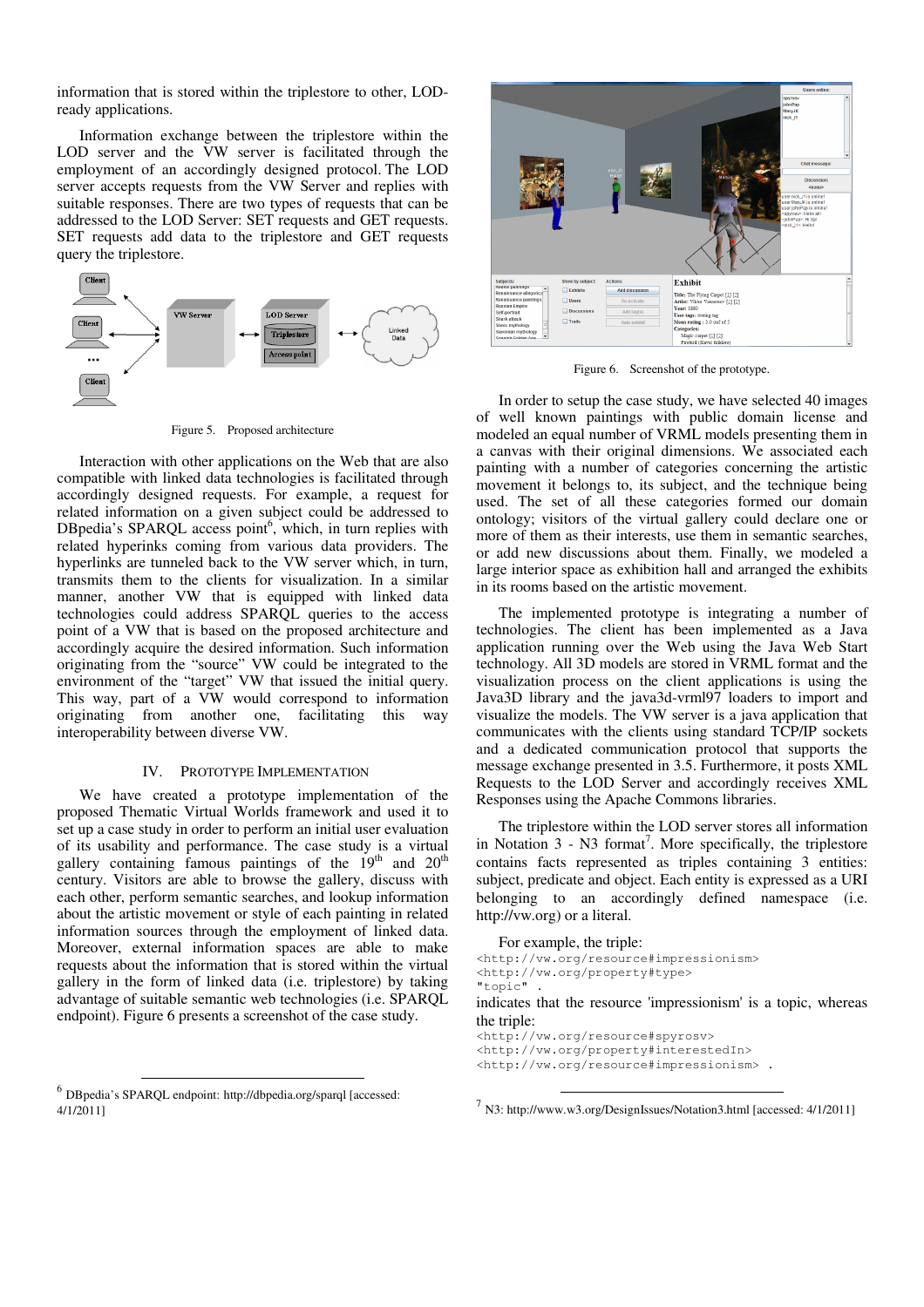information that is stored within the triplestore to other, LOD-ready applications.

Information exchange between the triplestore within the LOD server and the VW server is facilitated through the employment of an accordingly designed protocol. The LOD server accepts requests from the VW Server and replies with suitable responses. There are two types of requests that can be addressed to the LOD Server: SET requests and GET requests. SET requests add data to the triplestore and GET requests query the triplestore.

Figure 5. Proposed architecture

Interaction with other applications on the Web that are also compatible with linked data technologies is facilitated through accordingly designed requests. For example, a request for related information on a given subject could be addressed to DBpedia's SPARQL access point[6], which, in turn replies with related hyperinks coming from various data providers. The hyperlinks are tunneled back to the VW server which, in turn, transmits them to the clients for visualization. In a similar manner, another VW that is equipped with linked data technologies could address SPARQL queries to the access point of a VW that is based on the proposed architecture and accordingly acquire the desired information. Such information originating from the "source" VW could be integrated to the environment of the "target" VW that issued the initial query. This way, part of a VW would correspond to information originating from another one, facilitating this way interoperability between diverse VW.

## IV. PROTOTYPE IMPLEMENTATION

We have created a prototype implementation of the proposed Thematic Virtual Worlds framework and used it to set up a case study in order to perform an initial user evaluation of its usability and performance. The case study is a virtual gallery containing famous paintings of the 19[th] and 20[th] century. Visitors are able to browse the gallery, discuss with each other, perform semantic searches, and lookup information about the artistic movement or style of each painting in related information sources through the employment of linked data. Moreover, external information spaces are able to make requests about the information that is stored within the virtual gallery in the form of linked data (i.e. triplestore) by taking advantage of suitable semantic web technologies (i.e. SPARQL endpoint). Figure 6 presents a screenshot of the case study.

Figure 6. Screenshot of the prototype.

In order to setup the case study, we have selected 40 images of well known paintings with public domain license and modeled an equal number of VRML models presenting them in a canvas with their original dimensions. We associated each painting with a number of categories concerning the artistic movement it belongs to, its subject, and the technique being used. The set of all these categories formed our domain ontology; visitors of the virtual gallery could declare one or more of them as their interests, use them in semantic searches, or add new discussions about them. Finally, we modeled a large interior space as exhibition hall and arranged the exhibits in its rooms based on the artistic movement.

The implemented prototype is integrating a number of technologies. The client has been implemented as a Java application running over the Web using the Java Web Start technology. All 3D models are stored in VRML format and the visualization process on the client applications is using the Java3D library and the java3d-vrml97 loaders to import and visualize the models. The VW server is a java application that communicates with the clients using standard TCP/IP sockets and a dedicated communication protocol that supports the message exchange presented in 3.5. Furthermore, it posts XML Requests to the LOD Server and accordingly receives XML Responses using the Apache Commons libraries.

The triplestore within the LOD server stores all information in Notation 3 - N3 format[7]. More specifically, the triplestore contains facts represented as triples containing 3 entities: subject, predicate and object. Each entity is expressed as a URI belonging to an accordingly defined namespace (i.e. http://vw.org) or a literal.

For example, the triple:

```
<http://vw.org/resource#impressionism>
<http://vw.org/property#type>
"topic" .
```

indicates that the resource 'impressionism' is a topic, whereas the triple:

```
<http://vw.org/resource#spyrosv>
<http://vw.org/property#interestedIn>
<http://vw.org/resource#impressionism> .
```

---

[6] DBpedia's SPARQL endpoint: http://dbpedia.org/sparql [accessed: 4/1/2011]

[7] N3: http://www.w3.org/DesignIssues/Notation3.html [accessed: 4/1/2011]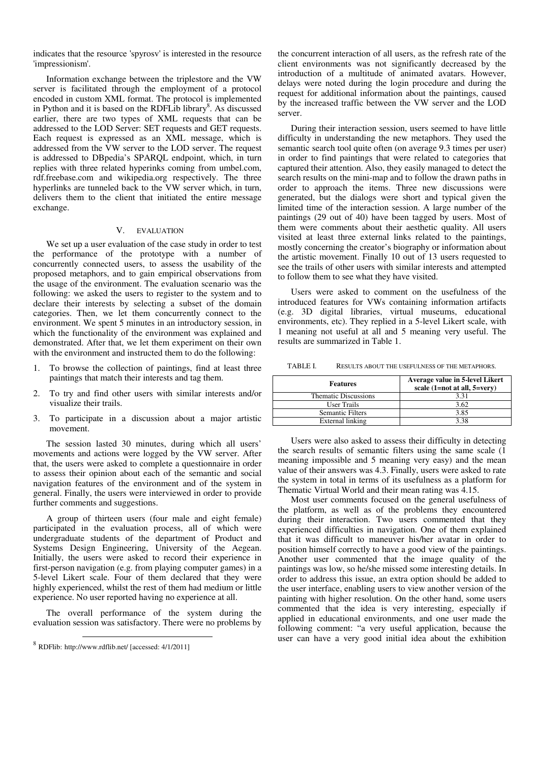indicates that the resource 'spyrosv' is interested in the resource 'impressionism'.

Information exchange between the triplestore and the VW server is facilitated through the employment of a protocol encoded in custom XML format. The protocol is implemented in Python and it is based on the RDFLib library[8]. As discussed earlier, there are two types of XML requests that can be addressed to the LOD Server: SET requests and GET requests. Each request is expressed as an XML message, which is addressed from the VW server to the LOD server. The request is addressed to DBpedia's SPARQL endpoint, which, in turn replies with three related hyperinks coming from umbel.com, rdf.freebase.com and wikipedia.org respectively. The three hyperlinks are tunneled back to the VW server which, in turn, delivers them to the client that initiated the entire message exchange.

## V. Evaluation

We set up a user evaluation of the case study in order to test the performance of the prototype with a number of concurrently connected users, to assess the usability of the proposed metaphors, and to gain empirical observations from the usage of the environment. The evaluation scenario was the following: we asked the users to register to the system and to declare their interests by selecting a subset of the domain categories. Then, we let them concurrently connect to the environment. We spent 5 minutes in an introductory session, in which the functionality of the environment was explained and demonstrated. After that, we let them experiment on their own with the environment and instructed them to do the following:

1. To browse the collection of paintings, find at least three paintings that match their interests and tag them.
2. To try and find other users with similar interests and/or visualize their trails.
3. To participate in a discussion about a major artistic movement.

The session lasted 30 minutes, during which all users' movements and actions were logged by the VW server. After that, the users were asked to complete a questionnaire in order to assess their opinion about each of the semantic and social navigation features of the environment and of the system in general. Finally, the users were interviewed in order to provide further comments and suggestions.

A group of thirteen users (four male and eight female) participated in the evaluation process, all of which were undergraduate students of the department of Product and Systems Design Engineering, University of the Aegean. Initially, the users were asked to record their experience in first-person navigation (e.g. from playing computer games) in a 5-level Likert scale. Four of them declared that they were highly experienced, whilst the rest of them had medium or little experience. No user reported having no experience at all.

The overall performance of the system during the evaluation session was satisfactory. There were no problems by the concurrent interaction of all users, as the refresh rate of the client environments was not significantly decreased by the introduction of a multitude of animated avatars. However, delays were noted during the login procedure and during the request for additional information about the paintings, caused by the increased traffic between the VW server and the LOD server.

During their interaction session, users seemed to have little difficulty in understanding the new metaphors. They used the semantic search tool quite often (on average 9.3 times per user) in order to find paintings that were related to categories that captured their attention. Also, they easily managed to detect the search results on the mini-map and to follow the drawn paths in order to approach the items. Three new discussions were generated, but the dialogs were short and typical given the limited time of the interaction session. A large number of the paintings (29 out of 40) have been tagged by users. Most of them were comments about their aesthetic quality. All users visited at least three external links related to the paintings, mostly concerning the creator's biography or information about the artistic movement. Finally 10 out of 13 users requested to see the trails of other users with similar interests and attempted to follow them to see what they have visited.

Users were asked to comment on the usefulness of the introduced features for VWs containing information artifacts (e.g. 3D digital libraries, virtual museums, educational environments, etc). They replied in a 5-level Likert scale, with 1 meaning not useful at all and 5 meaning very useful. The results are summarized in Table 1.

TABLE I. Results about the usefulness of the metaphors.

| Features | Average value in 5-level Likert scale (1=not at all, 5=very) |
|---|---|
| Thematic Discussions | 3.31 |
| User Trails | 3.62 |
| Semantic Filters | 3.85 |
| External linking | 3.38 |

Users were also asked to assess their difficulty in detecting the search results of semantic filters using the same scale (1 meaning impossible and 5 meaning very easy) and the mean value of their answers was 4.3. Finally, users were asked to rate the system in total in terms of its usefulness as a platform for Thematic Virtual World and their mean rating was 4.15.

Most user comments focused on the general usefulness of the platform, as well as of the problems they encountered during their interaction. Two users commented that they experienced difficulties in navigation. One of them explained that it was difficult to maneuver his/her avatar in order to position himself correctly to have a good view of the paintings. Another user commented that the image quality of the paintings was low, so he/she missed some interesting details. In order to address this issue, an extra option should be added to the user interface, enabling users to view another version of the painting with higher resolution. On the other hand, some users commented that the idea is very interesting, especially if applied in educational environments, and one user made the following comment: "a very useful application, because the user can have a very good initial idea about the exhibition

[8] RDFlib: http://www.rdflib.net/ [accessed: 4/1/2011]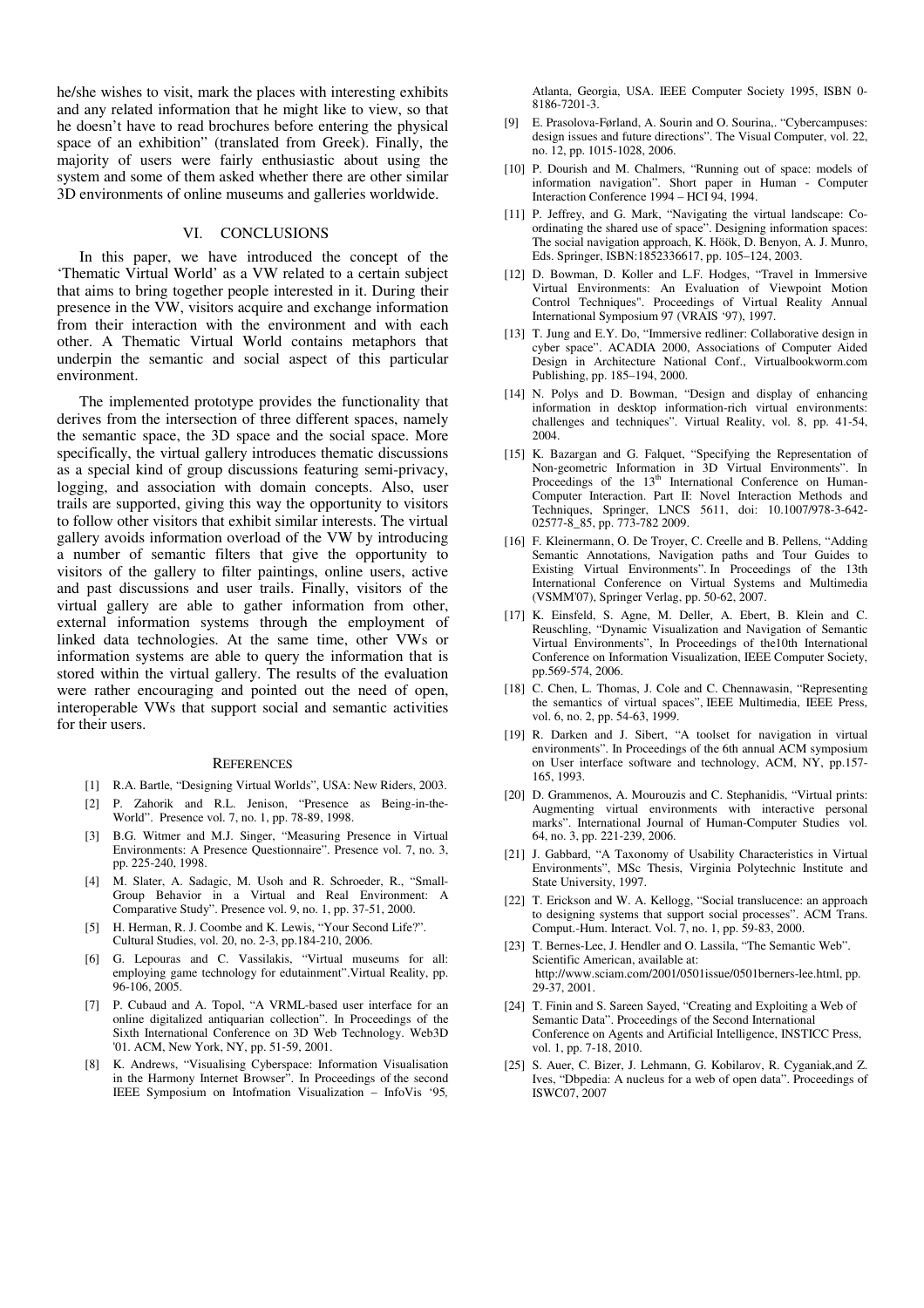he/she wishes to visit, mark the places with interesting exhibits and any related information that he might like to view, so that he doesn't have to read brochures before entering the physical space of an exhibition" (translated from Greek). Finally, the majority of users were fairly enthusiastic about using the system and some of them asked whether there are other similar 3D environments of online museums and galleries worldwide.

## VI. CONCLUSIONS

In this paper, we have introduced the concept of the 'Thematic Virtual World' as a VW related to a certain subject that aims to bring together people interested in it. During their presence in the VW, visitors acquire and exchange information from their interaction with the environment and with each other. A Thematic Virtual World contains metaphors that underpin the semantic and social aspect of this particular environment.

The implemented prototype provides the functionality that derives from the intersection of three different spaces, namely the semantic space, the 3D space and the social space. More specifically, the virtual gallery introduces thematic discussions as a special kind of group discussions featuring semi-privacy, logging, and association with domain concepts. Also, user trails are supported, giving this way the opportunity to visitors to follow other visitors that exhibit similar interests. The virtual gallery avoids information overload of the VW by introducing a number of semantic filters that give the opportunity to visitors of the gallery to filter paintings, online users, active and past discussions and user trails. Finally, visitors of the virtual gallery are able to gather information from other, external information systems through the employment of linked data technologies. At the same time, other VWs or information systems are able to query the information that is stored within the virtual gallery. The results of the evaluation were rather encouraging and pointed out the need of open, interoperable VWs that support social and semantic activities for their users.

## REFERENCES

[1] R.A. Bartle, "Designing Virtual Worlds", USA: New Riders, 2003.

[2] P. Zahorik and R.L. Jenison, "Presence as Being-in-the-World". Presence vol. 7, no. 1, pp. 78-89, 1998.

[3] B.G. Witmer and M.J. Singer, "Measuring Presence in Virtual Environments: A Presence Questionnaire". Presence vol. 7, no. 3, pp. 225-240, 1998.

[4] M. Slater, A. Sadagic, M. Usoh and R. Schroeder, R., "Small-Group Behavior in a Virtual and Real Environment: A Comparative Study". Presence vol. 9, no. 1, pp. 37-51, 2000.

[5] H. Herman, R. J. Coombe and K. Lewis, "Your Second Life?". Cultural Studies, vol. 20, no. 2-3, pp.184-210, 2006.

[6] G. Lepouras and C. Vassilakis, "Virtual museums for all: employing game technology for edutainment".Virtual Reality, pp. 96-106, 2005.

[7] P. Cubaud and A. Topol, "A VRML-based user interface for an online digitalized antiquarian collection". In Proceedings of the Sixth International Conference on 3D Web Technology. Web3D '01. ACM, New York, NY, pp. 51-59, 2001.

[8] K. Andrews, "Visualising Cyberspace: Information Visualisation in the Harmony Internet Browser". In Proceedings of the second IEEE Symposium on Intofmation Visualization – InfoVis '95, Atlanta, Georgia, USA. IEEE Computer Society 1995, ISBN 0-8186-7201-3.

[9] E. Prasolova-Førland, A. Sourin and O. Sourina,. "Cybercampuses: design issues and future directions". The Visual Computer, vol. 22, no. 12, pp. 1015-1028, 2006.

[10] P. Dourish and M. Chalmers, "Running out of space: models of information navigation". Short paper in Human - Computer Interaction Conference 1994 – HCI 94, 1994.

[11] P. Jeffrey, and G. Mark, "Navigating the virtual landscape: Co-ordinating the shared use of space". Designing information spaces: The social navigation approach, K. Höök, D. Benyon, A. J. Munro, Eds. Springer, ISBN:1852336617, pp. 105–124, 2003.

[12] D. Bowman, D. Koller and L.F. Hodges, "Travel in Immersive Virtual Environments: An Evaluation of Viewpoint Motion Control Techniques". Proceedings of Virtual Reality Annual International Symposium 97 (VRAIS '97), 1997.

[13] T. Jung and E.Y. Do, "Immersive redliner: Collaborative design in cyber space". ACADIA 2000, Associations of Computer Aided Design in Architecture National Conf., Virtualbookworm.com Publishing, pp. 185–194, 2000.

[14] N. Polys and D. Bowman, "Design and display of enhancing information in desktop information-rich virtual environments: challenges and techniques". Virtual Reality, vol. 8, pp. 41-54, 2004.

[15] K. Bazargan and G. Falquet, "Specifying the Representation of Non-geometric Information in 3D Virtual Environments". In Proceedings of the 13th International Conference on Human-Computer Interaction. Part II: Novel Interaction Methods and Techniques, Springer, LNCS 5611, doi: 10.1007/978-3-642-02577-8_85, pp. 773-782 2009.

[16] F. Kleinermann, O. De Troyer, C. Creelle and B. Pellens, "Adding Semantic Annotations, Navigation paths and Tour Guides to Existing Virtual Environments". In Proceedings of the 13th International Conference on Virtual Systems and Multimedia (VSMM'07), Springer Verlag, pp. 50-62, 2007.

[17] K. Einsfeld, S. Agne, M. Deller, A. Ebert, B. Klein and C. Reuschling, "Dynamic Visualization and Navigation of Semantic Virtual Environments", In Proceedings of the10th International Conference on Information Visualization, IEEE Computer Society, pp.569-574, 2006.

[18] C. Chen, L. Thomas, J. Cole and C. Chennawasin, "Representing the semantics of virtual spaces", IEEE Multimedia, IEEE Press, vol. 6, no. 2, pp. 54-63, 1999.

[19] R. Darken and J. Sibert, "A toolset for navigation in virtual environments". In Proceedings of the 6th annual ACM symposium on User interface software and technology, ACM, NY, pp.157-165, 1993.

[20] D. Grammenos, A. Mourouzis and C. Stephanidis, "Virtual prints: Augmenting virtual environments with interactive personal marks". International Journal of Human-Computer Studies vol. 64, no. 3, pp. 221-239, 2006.

[21] J. Gabbard, "A Taxonomy of Usability Characteristics in Virtual Environments", MSc Thesis, Virginia Polytechnic Institute and State University, 1997.

[22] T. Erickson and W. A. Kellogg, "Social translucence: an approach to designing systems that support social processes". ACM Trans. Comput.-Hum. Interact. Vol. 7, no. 1, pp. 59-83, 2000.

[23] T. Bernes-Lee, J. Hendler and O. Lassila, "The Semantic Web". Scientific American, available at: http://www.sciam.com/2001/0501issue/0501berners-lee.html, pp. 29-37, 2001.

[24] T. Finin and S. Sareen Sayed, "Creating and Exploiting a Web of Semantic Data". Proceedings of the Second International Conference on Agents and Artificial Intelligence, INSTICC Press, vol. 1, pp. 7-18, 2010.

[25] S. Auer, C. Bizer, J. Lehmann, G. Kobilarov, R. Cyganiak,and Z. Ives, "Dbpedia: A nucleus for a web of open data". Proceedings of ISWC07, 2007